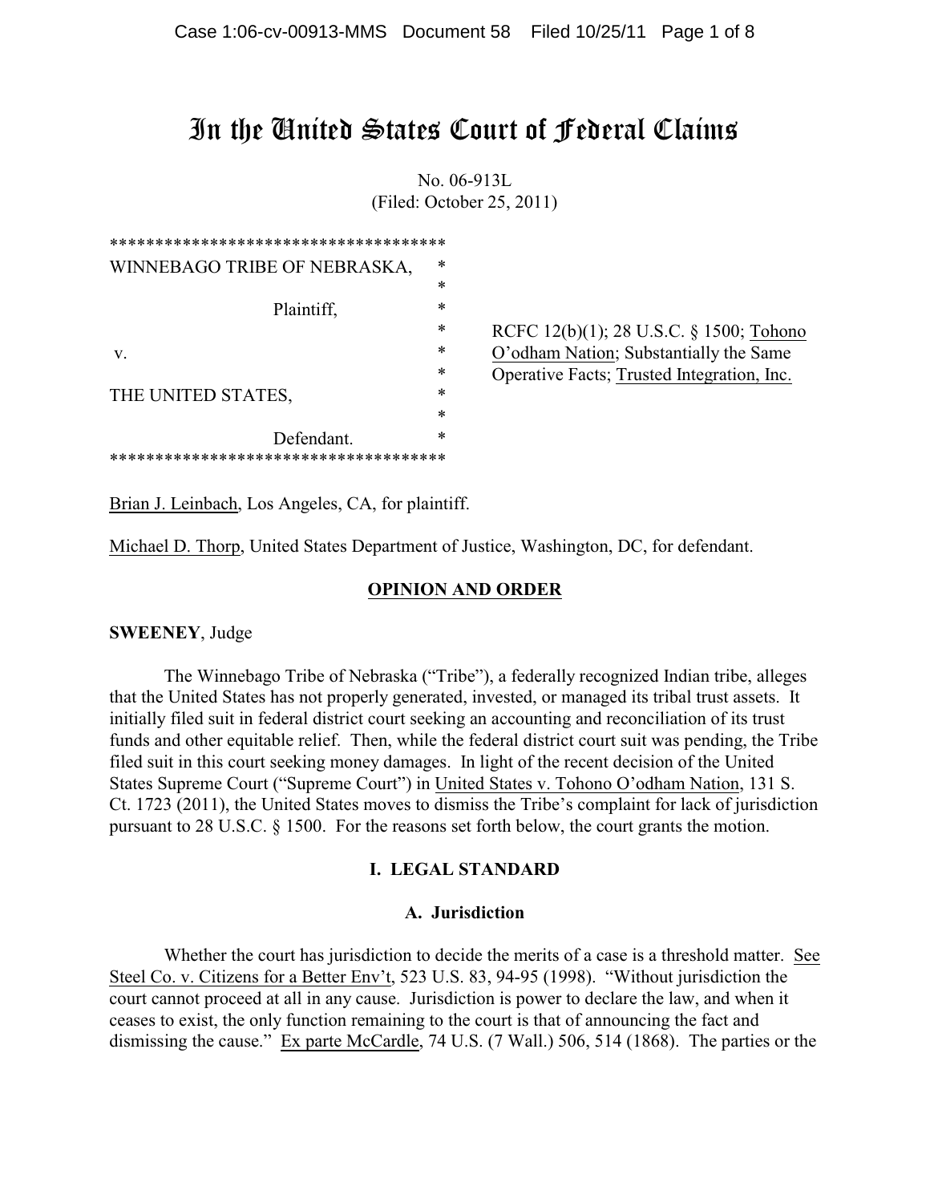# In the United States Court of Federal Claims

No. 06-913L
(Filed: October 25, 2011)

```
*************************************
WINNEBAGO TRIBE OF NEBRASKA,        *
                                    *
              Plaintiff,            *
                                    *
v.                                  *
                                    *
THE UNITED STATES,                  *
                                    *
              Defendant.            *
*************************************
```

RCFC 12(b)(1); 28 U.S.C. § 1500; Tohono O'odham Nation; Substantially the Same Operative Facts; Trusted Integration, Inc.

Brian J. Leinbach, Los Angeles, CA, for plaintiff.

Michael D. Thorp, United States Department of Justice, Washington, DC, for defendant.

## OPINION AND ORDER

**SWEENEY**, Judge

The Winnebago Tribe of Nebraska ("Tribe"), a federally recognized Indian tribe, alleges that the United States has not properly generated, invested, or managed its tribal trust assets. It initially filed suit in federal district court seeking an accounting and reconciliation of its trust funds and other equitable relief. Then, while the federal district court suit was pending, the Tribe filed suit in this court seeking money damages. In light of the recent decision of the United States Supreme Court ("Supreme Court") in United States v. Tohono O'odham Nation, 131 S. Ct. 1723 (2011), the United States moves to dismiss the Tribe's complaint for lack of jurisdiction pursuant to 28 U.S.C. § 1500. For the reasons set forth below, the court grants the motion.

## I. LEGAL STANDARD

### A. Jurisdiction

Whether the court has jurisdiction to decide the merits of a case is a threshold matter. See Steel Co. v. Citizens for a Better Env't, 523 U.S. 83, 94-95 (1998). "Without jurisdiction the court cannot proceed at all in any cause. Jurisdiction is power to declare the law, and when it ceases to exist, the only function remaining to the court is that of announcing the fact and dismissing the cause." Ex parte McCardle, 74 U.S. (7 Wall.) 506, 514 (1868). The parties or the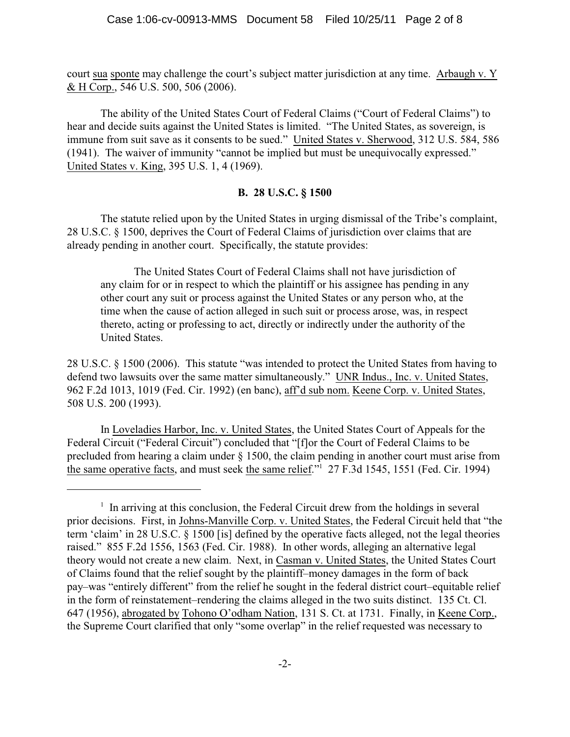court sua sponte may challenge the court's subject matter jurisdiction at any time. Arbaugh v. Y & H Corp., 546 U.S. 500, 506 (2006).

The ability of the United States Court of Federal Claims ("Court of Federal Claims") to hear and decide suits against the United States is limited. "The United States, as sovereign, is immune from suit save as it consents to be sued." United States v. Sherwood, 312 U.S. 584, 586 (1941). The waiver of immunity "cannot be implied but must be unequivocally expressed." United States v. King, 395 U.S. 1, 4 (1969).

**B. 28 U.S.C. § 1500**

The statute relied upon by the United States in urging dismissal of the Tribe's complaint, 28 U.S.C. § 1500, deprives the Court of Federal Claims of jurisdiction over claims that are already pending in another court. Specifically, the statute provides:

> The United States Court of Federal Claims shall not have jurisdiction of any claim for or in respect to which the plaintiff or his assignee has pending in any other court any suit or process against the United States or any person who, at the time when the cause of action alleged in such suit or process arose, was, in respect thereto, acting or professing to act, directly or indirectly under the authority of the United States.

28 U.S.C. § 1500 (2006). This statute "was intended to protect the United States from having to defend two lawsuits over the same matter simultaneously." UNR Indus., Inc. v. United States, 962 F.2d 1013, 1019 (Fed. Cir. 1992) (en banc), aff'd sub nom. Keene Corp. v. United States, 508 U.S. 200 (1993).

In Loveladies Harbor, Inc. v. United States, the United States Court of Appeals for the Federal Circuit ("Federal Circuit") concluded that "[f]or the Court of Federal Claims to be precluded from hearing a claim under § 1500, the claim pending in another court must arise from the same operative facts, and must seek the same relief."[1] 27 F.3d 1545, 1551 (Fed. Cir. 1994)

---

[1] In arriving at this conclusion, the Federal Circuit drew from the holdings in several prior decisions. First, in Johns-Manville Corp. v. United States, the Federal Circuit held that "the term 'claim' in 28 U.S.C. § 1500 [is] defined by the operative facts alleged, not the legal theories raised." 855 F.2d 1556, 1563 (Fed. Cir. 1988). In other words, alleging an alternative legal theory would not create a new claim. Next, in Casman v. United States, the United States Court of Claims found that the relief sought by the plaintiff–money damages in the form of back pay–was "entirely different" from the relief he sought in the federal district court–equitable relief in the form of reinstatement–rendering the claims alleged in the two suits distinct. 135 Ct. Cl. 647 (1956), abrogated by Tohono O'odham Nation, 131 S. Ct. at 1731. Finally, in Keene Corp., the Supreme Court clarified that only "some overlap" in the relief requested was necessary to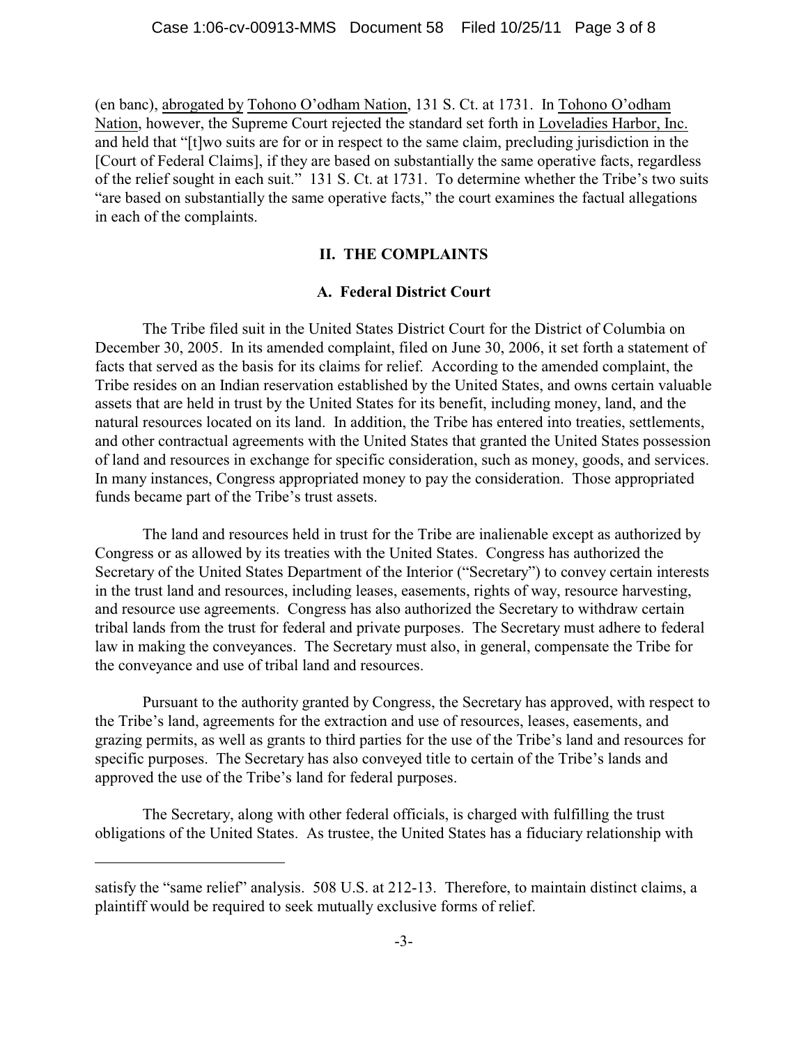(en banc), abrogated by Tohono O'odham Nation, 131 S. Ct. at 1731. In Tohono O'odham Nation, however, the Supreme Court rejected the standard set forth in Loveladies Harbor, Inc. and held that "[t]wo suits are for or in respect to the same claim, precluding jurisdiction in the [Court of Federal Claims], if they are based on substantially the same operative facts, regardless of the relief sought in each suit." 131 S. Ct. at 1731. To determine whether the Tribe's two suits "are based on substantially the same operative facts," the court examines the factual allegations in each of the complaints.

## II. THE COMPLAINTS

### A. Federal District Court

The Tribe filed suit in the United States District Court for the District of Columbia on December 30, 2005. In its amended complaint, filed on June 30, 2006, it set forth a statement of facts that served as the basis for its claims for relief. According to the amended complaint, the Tribe resides on an Indian reservation established by the United States, and owns certain valuable assets that are held in trust by the United States for its benefit, including money, land, and the natural resources located on its land. In addition, the Tribe has entered into treaties, settlements, and other contractual agreements with the United States that granted the United States possession of land and resources in exchange for specific consideration, such as money, goods, and services. In many instances, Congress appropriated money to pay the consideration. Those appropriated funds became part of the Tribe's trust assets.

The land and resources held in trust for the Tribe are inalienable except as authorized by Congress or as allowed by its treaties with the United States. Congress has authorized the Secretary of the United States Department of the Interior ("Secretary") to convey certain interests in the trust land and resources, including leases, easements, rights of way, resource harvesting, and resource use agreements. Congress has also authorized the Secretary to withdraw certain tribal lands from the trust for federal and private purposes. The Secretary must adhere to federal law in making the conveyances. The Secretary must also, in general, compensate the Tribe for the conveyance and use of tribal land and resources.

Pursuant to the authority granted by Congress, the Secretary has approved, with respect to the Tribe's land, agreements for the extraction and use of resources, leases, easements, and grazing permits, as well as grants to third parties for the use of the Tribe's land and resources for specific purposes. The Secretary has also conveyed title to certain of the Tribe's lands and approved the use of the Tribe's land for federal purposes.

The Secretary, along with other federal officials, is charged with fulfilling the trust obligations of the United States. As trustee, the United States has a fiduciary relationship with

---

satisfy the "same relief" analysis. 508 U.S. at 212-13. Therefore, to maintain distinct claims, a plaintiff would be required to seek mutually exclusive forms of relief.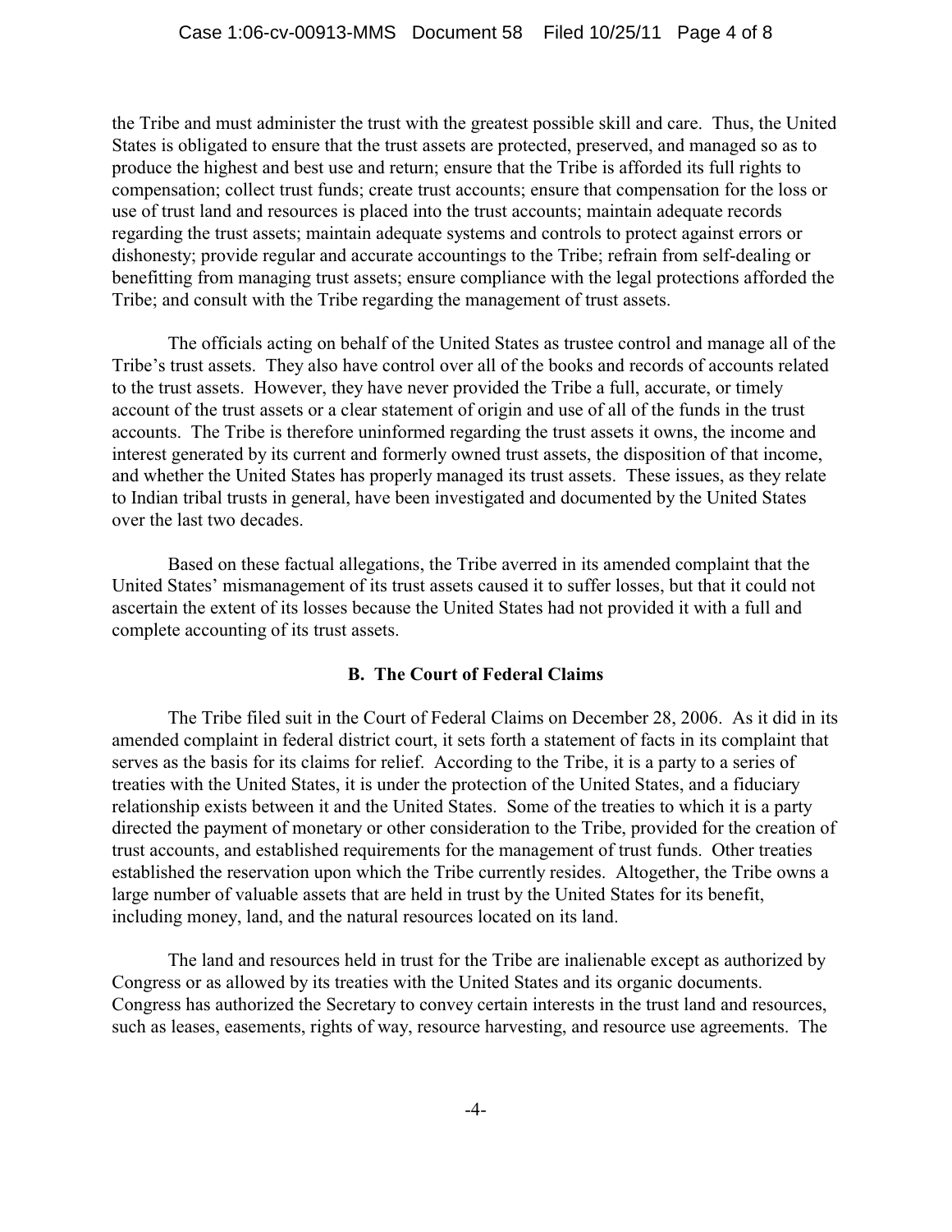the Tribe and must administer the trust with the greatest possible skill and care. Thus, the United States is obligated to ensure that the trust assets are protected, preserved, and managed so as to produce the highest and best use and return; ensure that the Tribe is afforded its full rights to compensation; collect trust funds; create trust accounts; ensure that compensation for the loss or use of trust land and resources is placed into the trust accounts; maintain adequate records regarding the trust assets; maintain adequate systems and controls to protect against errors or dishonesty; provide regular and accurate accountings to the Tribe; refrain from self-dealing or benefitting from managing trust assets; ensure compliance with the legal protections afforded the Tribe; and consult with the Tribe regarding the management of trust assets.

The officials acting on behalf of the United States as trustee control and manage all of the Tribe's trust assets. They also have control over all of the books and records of accounts related to the trust assets. However, they have never provided the Tribe a full, accurate, or timely account of the trust assets or a clear statement of origin and use of all of the funds in the trust accounts. The Tribe is therefore uninformed regarding the trust assets it owns, the income and interest generated by its current and formerly owned trust assets, the disposition of that income, and whether the United States has properly managed its trust assets. These issues, as they relate to Indian tribal trusts in general, have been investigated and documented by the United States over the last two decades.

Based on these factual allegations, the Tribe averred in its amended complaint that the United States' mismanagement of its trust assets caused it to suffer losses, but that it could not ascertain the extent of its losses because the United States had not provided it with a full and complete accounting of its trust assets.

### B. The Court of Federal Claims

The Tribe filed suit in the Court of Federal Claims on December 28, 2006. As it did in its amended complaint in federal district court, it sets forth a statement of facts in its complaint that serves as the basis for its claims for relief. According to the Tribe, it is a party to a series of treaties with the United States, it is under the protection of the United States, and a fiduciary relationship exists between it and the United States. Some of the treaties to which it is a party directed the payment of monetary or other consideration to the Tribe, provided for the creation of trust accounts, and established requirements for the management of trust funds. Other treaties established the reservation upon which the Tribe currently resides. Altogether, the Tribe owns a large number of valuable assets that are held in trust by the United States for its benefit, including money, land, and the natural resources located on its land.

The land and resources held in trust for the Tribe are inalienable except as authorized by Congress or as allowed by its treaties with the United States and its organic documents. Congress has authorized the Secretary to convey certain interests in the trust land and resources, such as leases, easements, rights of way, resource harvesting, and resource use agreements. The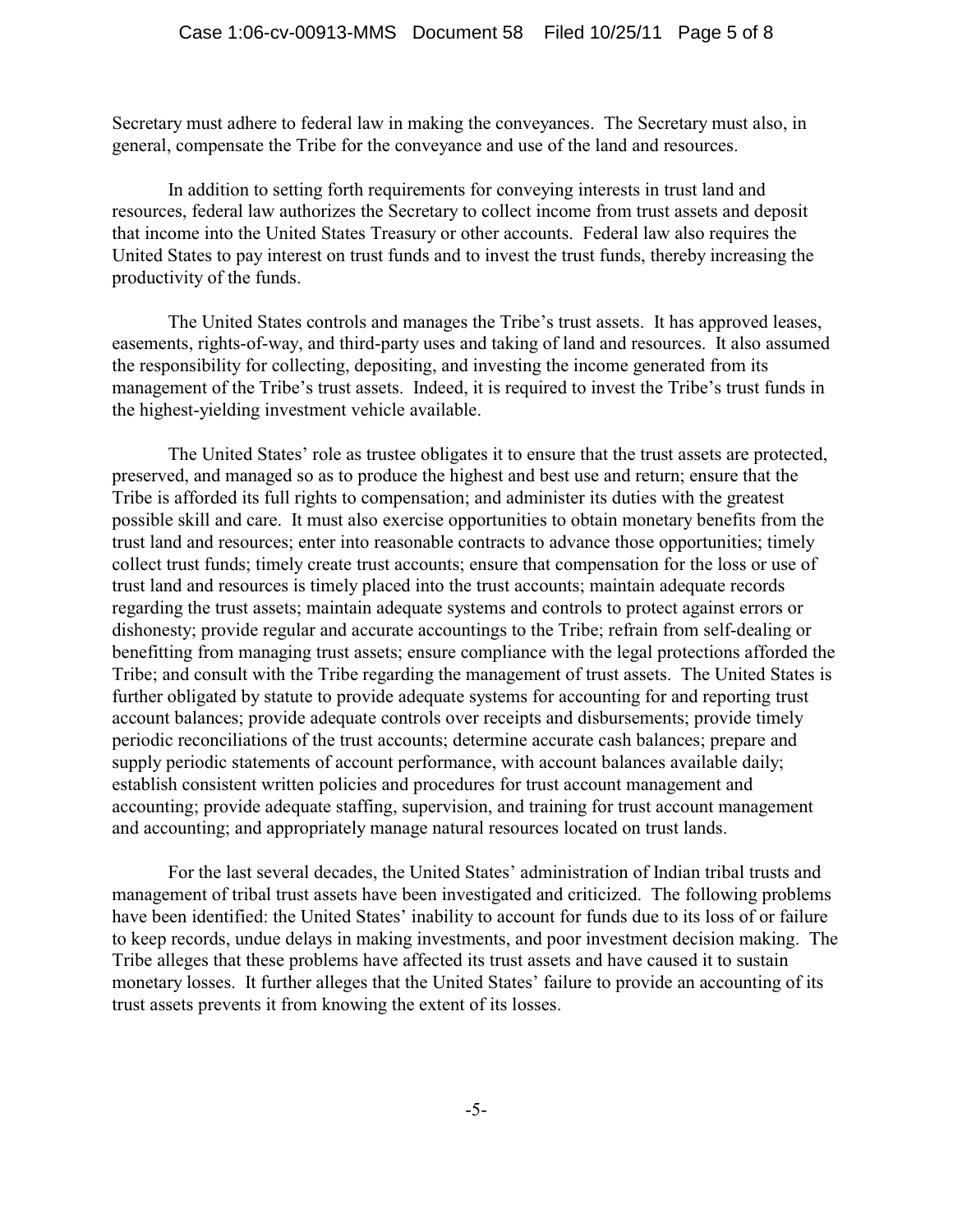Secretary must adhere to federal law in making the conveyances. The Secretary must also, in general, compensate the Tribe for the conveyance and use of the land and resources.

In addition to setting forth requirements for conveying interests in trust land and resources, federal law authorizes the Secretary to collect income from trust assets and deposit that income into the United States Treasury or other accounts. Federal law also requires the United States to pay interest on trust funds and to invest the trust funds, thereby increasing the productivity of the funds.

The United States controls and manages the Tribe's trust assets. It has approved leases, easements, rights-of-way, and third-party uses and taking of land and resources. It also assumed the responsibility for collecting, depositing, and investing the income generated from its management of the Tribe's trust assets. Indeed, it is required to invest the Tribe's trust funds in the highest-yielding investment vehicle available.

The United States' role as trustee obligates it to ensure that the trust assets are protected, preserved, and managed so as to produce the highest and best use and return; ensure that the Tribe is afforded its full rights to compensation; and administer its duties with the greatest possible skill and care. It must also exercise opportunities to obtain monetary benefits from the trust land and resources; enter into reasonable contracts to advance those opportunities; timely collect trust funds; timely create trust accounts; ensure that compensation for the loss or use of trust land and resources is timely placed into the trust accounts; maintain adequate records regarding the trust assets; maintain adequate systems and controls to protect against errors or dishonesty; provide regular and accurate accountings to the Tribe; refrain from self-dealing or benefitting from managing trust assets; ensure compliance with the legal protections afforded the Tribe; and consult with the Tribe regarding the management of trust assets. The United States is further obligated by statute to provide adequate systems for accounting for and reporting trust account balances; provide adequate controls over receipts and disbursements; provide timely periodic reconciliations of the trust accounts; determine accurate cash balances; prepare and supply periodic statements of account performance, with account balances available daily; establish consistent written policies and procedures for trust account management and accounting; provide adequate staffing, supervision, and training for trust account management and accounting; and appropriately manage natural resources located on trust lands.

For the last several decades, the United States' administration of Indian tribal trusts and management of tribal trust assets have been investigated and criticized. The following problems have been identified: the United States' inability to account for funds due to its loss of or failure to keep records, undue delays in making investments, and poor investment decision making. The Tribe alleges that these problems have affected its trust assets and have caused it to sustain monetary losses. It further alleges that the United States' failure to provide an accounting of its trust assets prevents it from knowing the extent of its losses.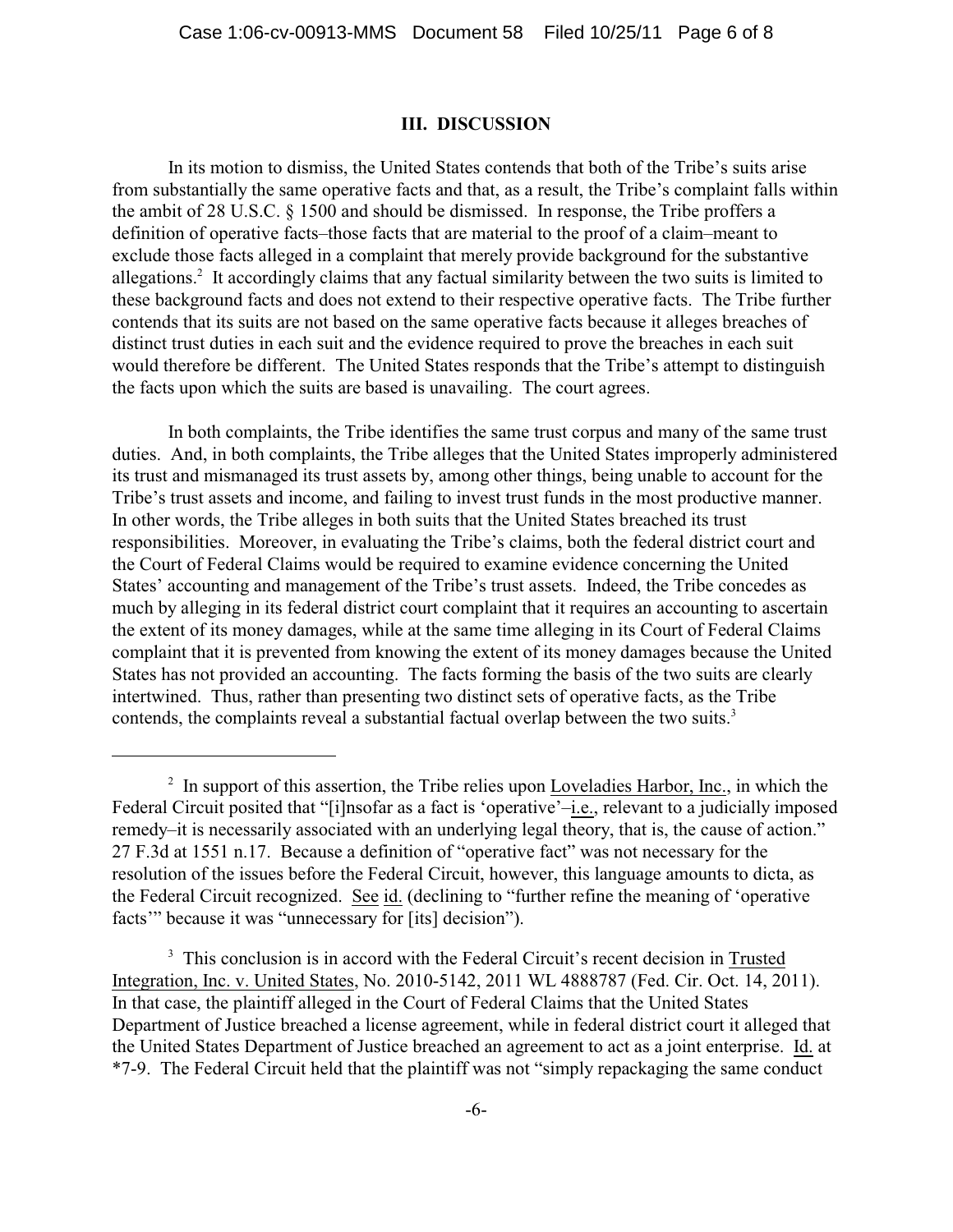## III. DISCUSSION

In its motion to dismiss, the United States contends that both of the Tribe's suits arise from substantially the same operative facts and that, as a result, the Tribe's complaint falls within the ambit of 28 U.S.C. § 1500 and should be dismissed. In response, the Tribe proffers a definition of operative facts–those facts that are material to the proof of a claim–meant to exclude those facts alleged in a complaint that merely provide background for the substantive allegations.[2] It accordingly claims that any factual similarity between the two suits is limited to these background facts and does not extend to their respective operative facts. The Tribe further contends that its suits are not based on the same operative facts because it alleges breaches of distinct trust duties in each suit and the evidence required to prove the breaches in each suit would therefore be different. The United States responds that the Tribe's attempt to distinguish the facts upon which the suits are based is unavailing. The court agrees.

In both complaints, the Tribe identifies the same trust corpus and many of the same trust duties. And, in both complaints, the Tribe alleges that the United States improperly administered its trust and mismanaged its trust assets by, among other things, being unable to account for the Tribe's trust assets and income, and failing to invest trust funds in the most productive manner. In other words, the Tribe alleges in both suits that the United States breached its trust responsibilities. Moreover, in evaluating the Tribe's claims, both the federal district court and the Court of Federal Claims would be required to examine evidence concerning the United States' accounting and management of the Tribe's trust assets. Indeed, the Tribe concedes as much by alleging in its federal district court complaint that it requires an accounting to ascertain the extent of its money damages, while at the same time alleging in its Court of Federal Claims complaint that it is prevented from knowing the extent of its money damages because the United States has not provided an accounting. The facts forming the basis of the two suits are clearly intertwined. Thus, rather than presenting two distinct sets of operative facts, as the Tribe contends, the complaints reveal a substantial factual overlap between the two suits.[3]

---

[2] In support of this assertion, the Tribe relies upon Loveladies Harbor, Inc., in which the Federal Circuit posited that "[i]nsofar as a fact is 'operative'–i.e., relevant to a judicially imposed remedy–it is necessarily associated with an underlying legal theory, that is, the cause of action." 27 F.3d at 1551 n.17. Because a definition of "operative fact" was not necessary for the resolution of the issues before the Federal Circuit, however, this language amounts to dicta, as the Federal Circuit recognized. See id. (declining to "further refine the meaning of 'operative facts'" because it was "unnecessary for [its] decision").

[3] This conclusion is in accord with the Federal Circuit's recent decision in Trusted Integration, Inc. v. United States, No. 2010-5142, 2011 WL 4888787 (Fed. Cir. Oct. 14, 2011). In that case, the plaintiff alleged in the Court of Federal Claims that the United States Department of Justice breached a license agreement, while in federal district court it alleged that the United States Department of Justice breached an agreement to act as a joint enterprise. Id. at *7-9. The Federal Circuit held that the plaintiff was not "simply repackaging the same conduct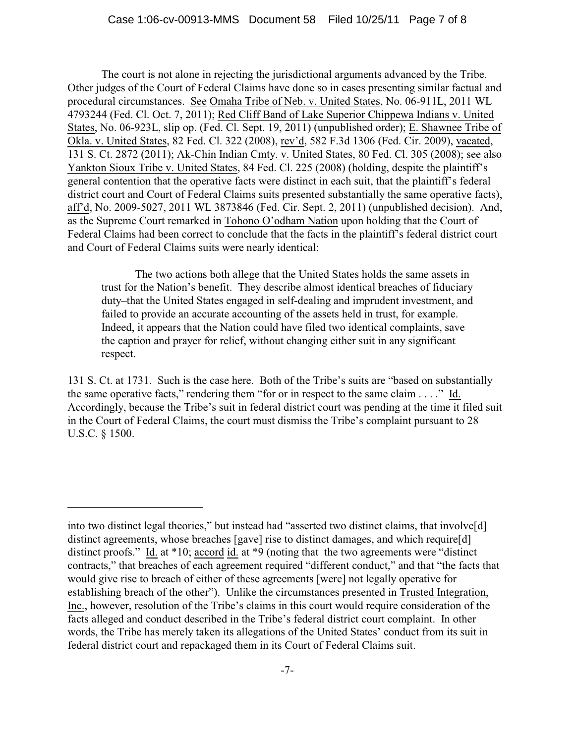The court is not alone in rejecting the jurisdictional arguments advanced by the Tribe. Other judges of the Court of Federal Claims have done so in cases presenting similar factual and procedural circumstances. See Omaha Tribe of Neb. v. United States, No. 06-911L, 2011 WL 4793244 (Fed. Cl. Oct. 7, 2011); Red Cliff Band of Lake Superior Chippewa Indians v. United States, No. 06-923L, slip op. (Fed. Cl. Sept. 19, 2011) (unpublished order); E. Shawnee Tribe of Okla. v. United States, 82 Fed. Cl. 322 (2008), rev'd, 582 F.3d 1306 (Fed. Cir. 2009), vacated, 131 S. Ct. 2872 (2011); Ak-Chin Indian Cmty. v. United States, 80 Fed. Cl. 305 (2008); see also Yankton Sioux Tribe v. United States, 84 Fed. Cl. 225 (2008) (holding, despite the plaintiff's general contention that the operative facts were distinct in each suit, that the plaintiff's federal district court and Court of Federal Claims suits presented substantially the same operative facts), aff'd, No. 2009-5027, 2011 WL 3873846 (Fed. Cir. Sept. 2, 2011) (unpublished decision). And, as the Supreme Court remarked in Tohono O'odham Nation upon holding that the Court of Federal Claims had been correct to conclude that the facts in the plaintiff's federal district court and Court of Federal Claims suits were nearly identical:

> The two actions both allege that the United States holds the same assets in trust for the Nation's benefit. They describe almost identical breaches of fiduciary duty–that the United States engaged in self-dealing and imprudent investment, and failed to provide an accurate accounting of the assets held in trust, for example. Indeed, it appears that the Nation could have filed two identical complaints, save the caption and prayer for relief, without changing either suit in any significant respect.

131 S. Ct. at 1731. Such is the case here. Both of the Tribe's suits are "based on substantially the same operative facts," rendering them "for or in respect to the same claim . . . ." Id. Accordingly, because the Tribe's suit in federal district court was pending at the time it filed suit in the Court of Federal Claims, the court must dismiss the Tribe's complaint pursuant to 28 U.S.C. § 1500.

---

into two distinct legal theories," but instead had "asserted two distinct claims, that involve[d] distinct agreements, whose breaches [gave] rise to distinct damages, and which require[d] distinct proofs." Id. at *10; accord id. at *9 (noting that the two agreements were "distinct contracts," that breaches of each agreement required "different conduct," and that "the facts that would give rise to breach of either of these agreements [were] not legally operative for establishing breach of the other"). Unlike the circumstances presented in Trusted Integration, Inc., however, resolution of the Tribe's claims in this court would require consideration of the facts alleged and conduct described in the Tribe's federal district court complaint. In other words, the Tribe has merely taken its allegations of the United States' conduct from its suit in federal district court and repackaged them in its Court of Federal Claims suit.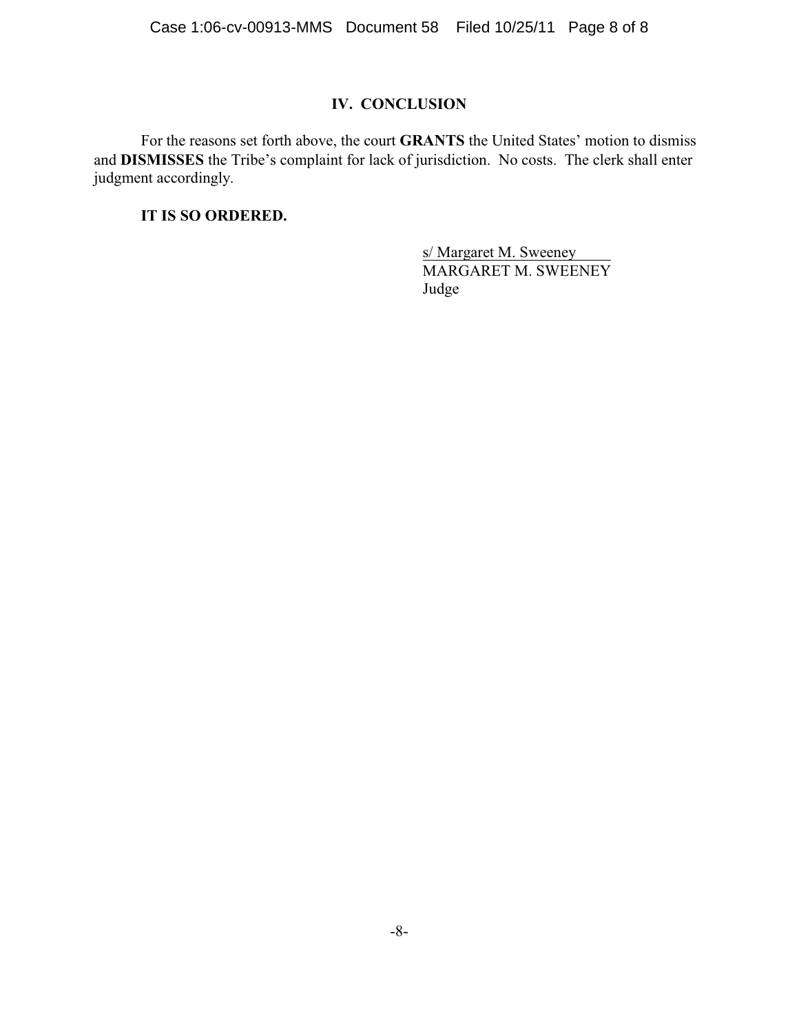## IV. CONCLUSION

For the reasons set forth above, the court **GRANTS** the United States' motion to dismiss and **DISMISSES** the Tribe's complaint for lack of jurisdiction. No costs. The clerk shall enter judgment accordingly.

**IT IS SO ORDERED.**

s/ Margaret M. Sweeney
MARGARET M. SWEENEY
Judge